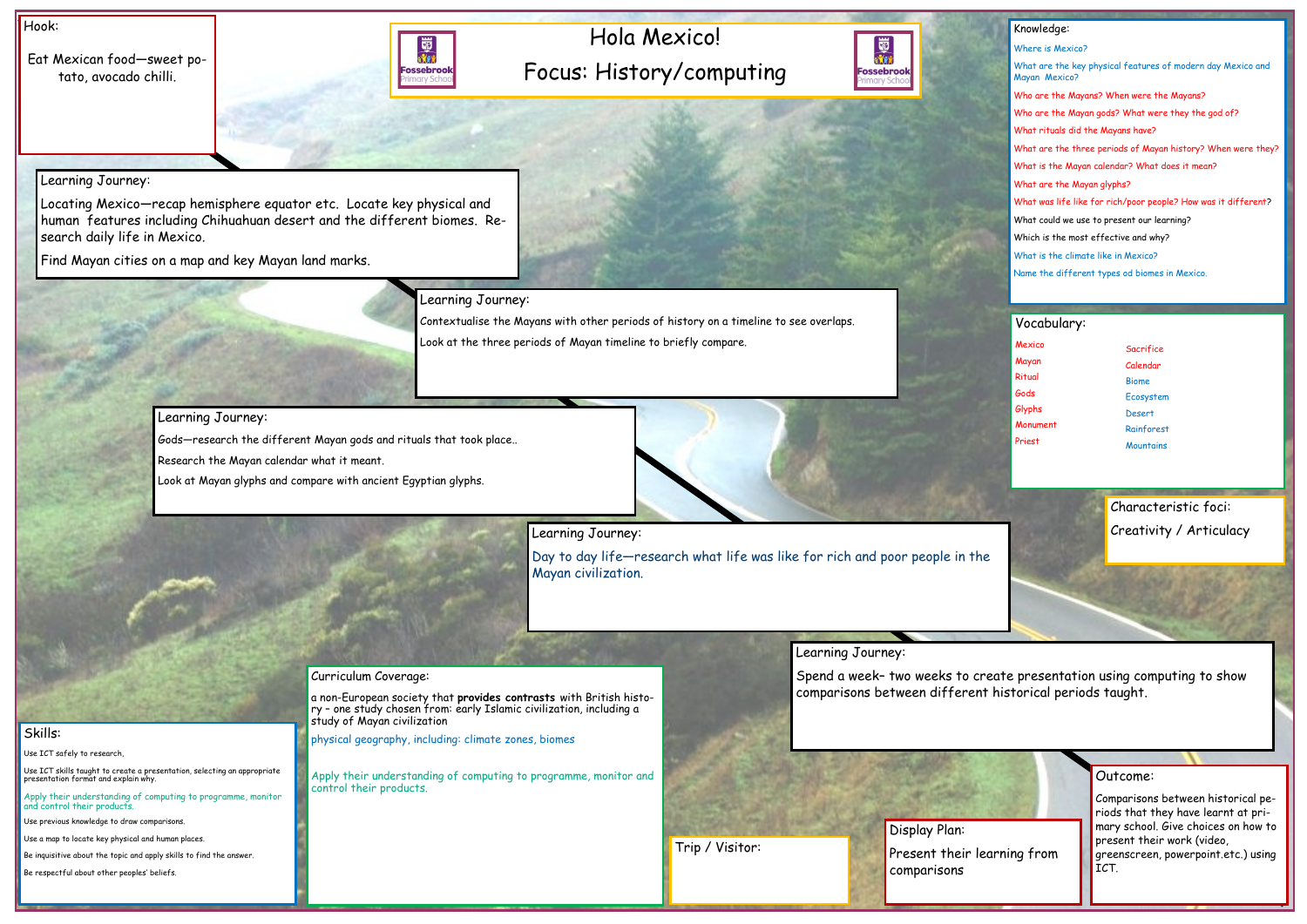# Hola Mexico!

## Focus: History/computing

Fossebrook Primary School

### Hook:

Eat Mexican food—sweet potato, avocado chilli.

### Learning Journey:

Locating Mexico—recap hemisphere equator etc. Locate key physical and human features including Chihuahuan desert and the different biomes. Research daily life in Mexico.

Find Mayan cities on a map and key Mayan land marks.

### Learning Journey:

Contextualise the Mayans with other periods of history on a timeline to see overlaps.

Look at the three periods of Mayan timeline to briefly compare.

### Learning Journey:

Gods—research the different Mayan gods and rituals that took place..

Research the Mayan calendar what it meant.

Look at Mayan glyphs and compare with ancient Egyptian glyphs.

### Learning Journey:

Day to day life—research what life was like for rich and poor people in the Mayan civilization.

### Learning Journey:

Spend a week– two weeks to create presentation using computing to show comparisons between different historical periods taught.

### Knowledge:

- Where is Mexico?
- What are the key physical features of modern day Mexico and Mayan Mexico?
- Who are the Mayans? When were the Mayans?
- Who are the Mayan gods? What were they the god of?
- What rituals did the Mayans have?
- What are the three periods of Mayan history? When were they?
- What is the Mayan calendar? What does it mean?
- What are the Mayan glyphs?
- What was life like for rich/poor people? How was it different?
- What could we use to present our learning?
- Which is the most effective and why?
- What is the climate like in Mexico?
- Name the different types od biomes in Mexico.

### Vocabulary:

| | |
|---|---|
| Mexico | Sacrifice |
| Mayan | Calendar |
| Ritual | Biome |
| Gods | Ecosystem |
| Glyphs | Desert |
| Monument | Rainforest |
| Priest | Mountains |

### Characteristic foci:

Creativity / Articulacy

### Curriculum Coverage:

a non-European society that **provides contrasts** with British history – one study chosen from: early Islamic civilization, including a study of Mayan civilization

physical geography, including: climate zones, biomes

Apply their understanding of computing to programme, monitor and control their products.

### Skills:

- Use ICT safely to research,
- Use ICT skills taught to create a presentation, selecting an appropriate presentation format and explain why.
- Apply their understanding of computing to programme, monitor and control their products.
- Use previous knowledge to draw comparisons.
- Use a map to locate key physical and human places.
- Be inquisitive about the topic and apply skills to find the answer.
- Be respectful about other peoples' beliefs.

### Trip / Visitor:

### Display Plan:

Present their learning from comparisons

### Outcome:

Comparisons between historical periods that they have learnt at primary school. Give choices on how to present their work (video, greenscreen, powerpoint.etc.) using ICT.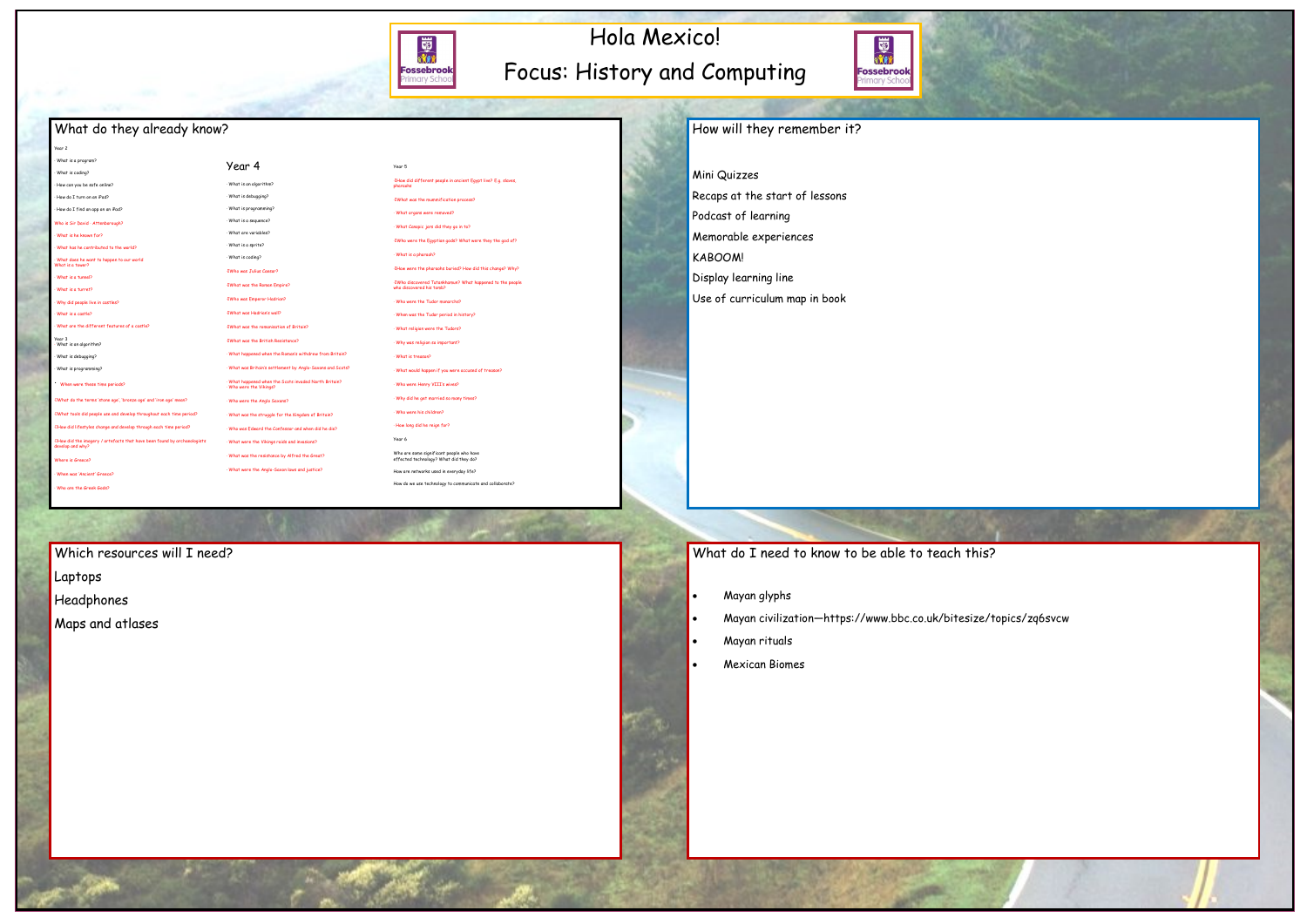# Hola Mexico!

## Focus: History and Computing

### What do they already know?

Year 2

- What is a program?
- What is coding?
- How can you be safe online?
- How do I turn on an iPad?
- How do I find an app on an iPad?
- Who is Sir David Attenborough?
- What is he known for?
- What has he contributed to the world?
- What does he want to happen to our world?
- What is a tower?
- What is a tunnel?
- What is a turret?
- Why did people live in castles?
- What is a castle?
- What are the different features of a castle?

Year 3

- What is an algorithm?
- What is debugging?
- What is programming?
- When were these time periods?
- What do the terms 'stone age', 'bronze age' and 'iron age' mean?
- What tools did people use and develop throughout each time period?
- How did lifestyles change and develop through each time period?
- How did the imagery / artefacts that have been found by archaeologists develop and why?
- Where is Greece?
- When was 'Ancient' Greece?
- Who are the Greek Gods?

Year 4

- What is an algorithm?
- What is debugging?
- What is programming?
- What is a sequence?
- What are variables?
- What is a sprite?
- What is coding?
- Who was Julius Caesar?
- What was the Roman Empire?
- Who was Emperor Hadrian?
- What was Hadrian's wall?
- What was the romanisation of Britain?
- What was the British Resistance?
- What happened when the Romans withdrew from Britain?
- What was Britain's settlement by Anglo-Saxons and Scots?
- What happened when the Scots invaded North Britain? Who were the Vikings?
- Who were the Anglo Saxons?
- What was the struggle for the Kingdom of Britain?
- Who was Edward the Confessor and when did he die?
- What were the Vikings raids and invasions?
- What was the resistance by Alfred the Great?
- What were the Anglo-Saxon laws and justice?

Year 5

- How did different people in ancient Egypt live? E.g. slaves, pharaohs
- What was the mummification process?
- What organs were removed?
- What Canopic jars did they go in to?
- Who were the Egyptian gods? What were they the god of?
- What is a pharaoh?
- How were the pharaohs buried? How did this change? Why?
- Who discovered Tutankhamun? What happened to the people who discovered his tomb?
- Who were the Tudor monarchs?
- When was the Tudor period in history?
- What religion were the Tudors?
- Why was religion so important?
- What is treason?
- What would happen if you were accused of treason?
- Who were Henry VIII's wives?
- Why did he get married so many times?
- Who were his children?
- How long did he reign for?

Year 6

- Who are some significant people who have effected technology? What did they do?
- How are networks used in everyday life?
- How do we use technology to communicate and collaborate?

### How will they remember it?

Mini Quizzes

Recaps at the start of lessons

Podcast of learning

Memorable experiences

KABOOM!

Display learning line

Use of curriculum map in book

### Which resources will I need?

Laptops

Headphones

Maps and atlases

### What do I need to know to be able to teach this?

- Mayan glyphs
- Mayan civilization—https://www.bbc.co.uk/bitesize/topics/zq6svcw
- Mayan rituals
- Mexican Biomes